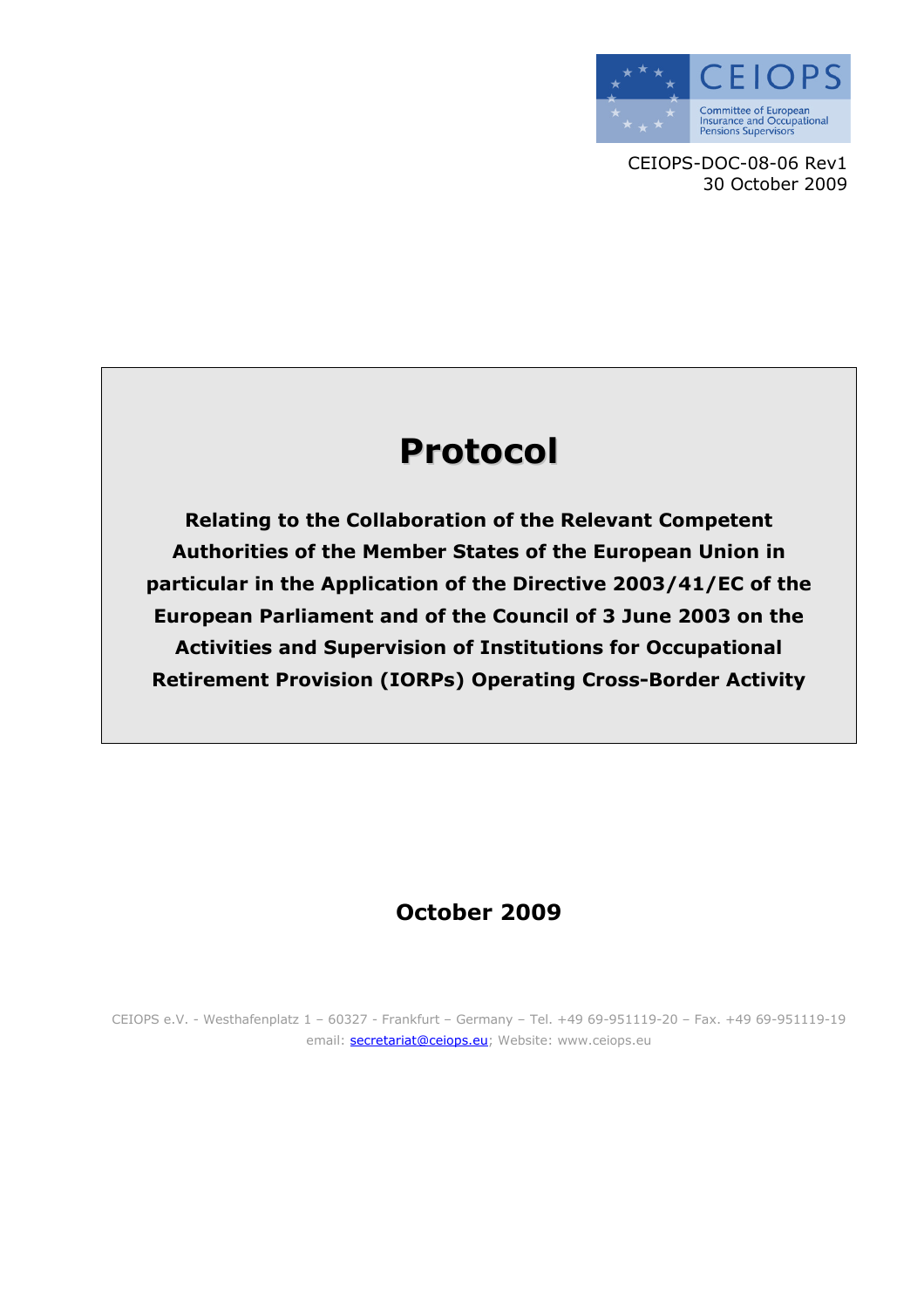CEIOPS

Committee of European Insurance and Occupational Pensions Supervisors

CEIOPS-DOC-08-06 Rev1
30 October 2009

# Protocol

**Relating to the Collaboration of the Relevant Competent Authorities of the Member States of the European Union in particular in the Application of the Directive 2003/41/EC of the European Parliament and of the Council of 3 June 2003 on the Activities and Supervision of Institutions for Occupational Retirement Provision (IORPs) Operating Cross-Border Activity**

**October 2009**

CEIOPS e.V. - Westhafenplatz 1 – 60327 - Frankfurt – Germany – Tel. +49 69-951119-20 – Fax. +49 69-951119-19
email: secretariat@ceiops.eu; Website: www.ceiops.eu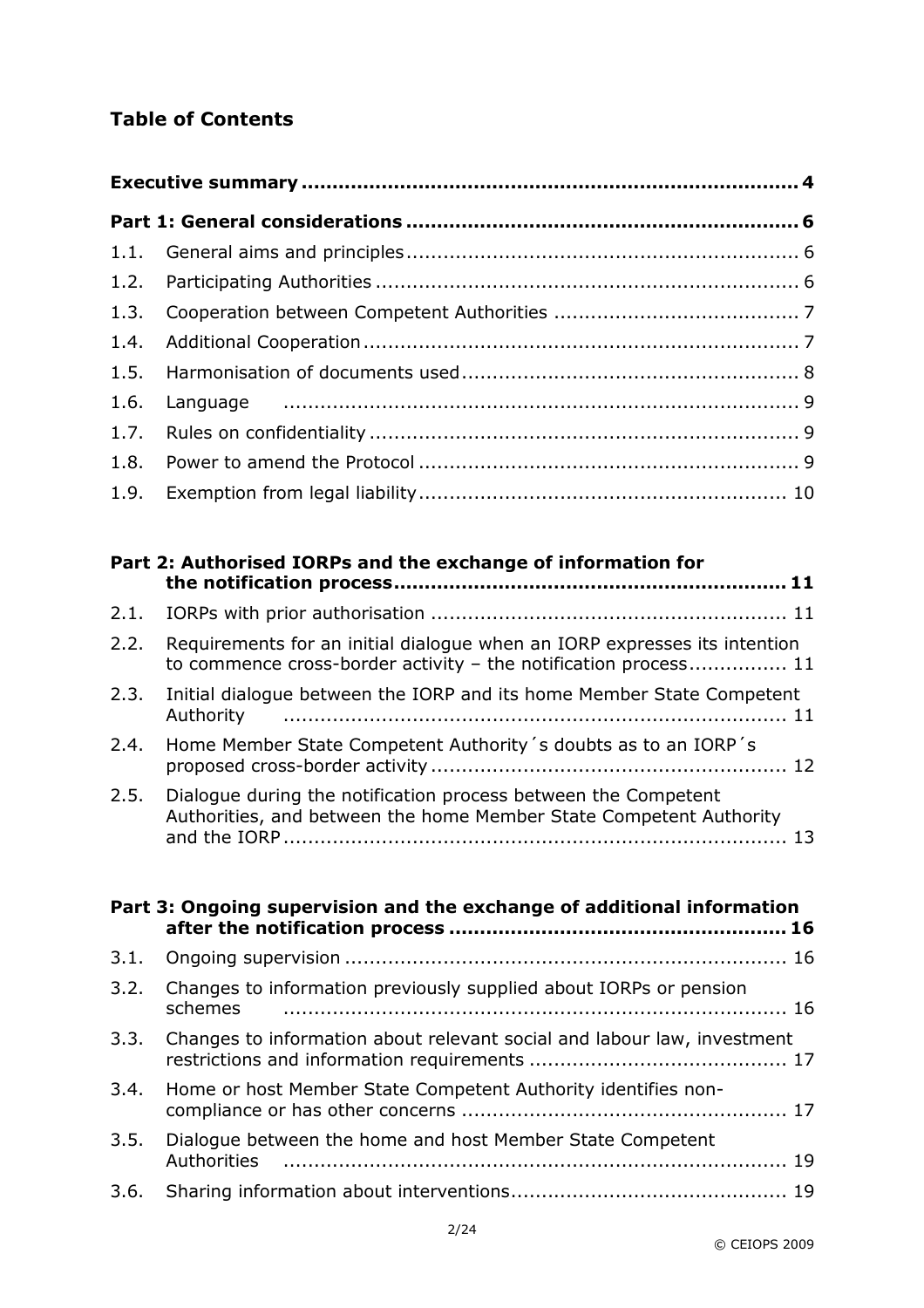## Table of Contents

**Executive summary** ............................................................................. **4**

**Part 1: General considerations** ............................................................. **6**

1.1. General aims and principles ............................................................. 6
1.2. Participating Authorities .................................................................. 6
1.3. Cooperation between Competent Authorities ..................................... 7
1.4. Additional Cooperation ..................................................................... 7
1.5. Harmonisation of documents used .................................................... 8
1.6. Language ....................................................................................... 9
1.7. Rules on confidentiality ................................................................... 9
1.8. Power to amend the Protocol ........................................................... 9
1.9. Exemption from legal liability ......................................................... 10

**Part 2: Authorised IORPs and the exchange of information for the notification process** ............................................................ **11**

2.1. IORPs with prior authorisation ....................................................... 11
2.2. Requirements for an initial dialogue when an IORP expresses its intention to commence cross-border activity – the notification process ................ 11
2.3. Initial dialogue between the IORP and its home Member State Competent Authority ............................................................................... 11
2.4. Home Member State Competent Authority´s doubts as to an IORP´s proposed cross-border activity ........................................................ 12
2.5. Dialogue during the notification process between the Competent Authorities, and between the home Member State Competent Authority and the IORP ............................................................................... 13

**Part 3: Ongoing supervision and the exchange of additional information after the notification process** .................................................... **16**

3.1. Ongoing supervision ..................................................................... 16
3.2. Changes to information previously supplied about IORPs or pension schemes ............................................................................... 16
3.3. Changes to information about relevant social and labour law, investment restrictions and information requirements ......................................... 17
3.4. Home or host Member State Competent Authority identifies non-compliance or has other concerns ................................................... 17
3.5. Dialogue between the home and host Member State Competent Authorities ............................................................................... 19
3.6. Sharing information about interventions .......................................... 19

© CEIOPS 2009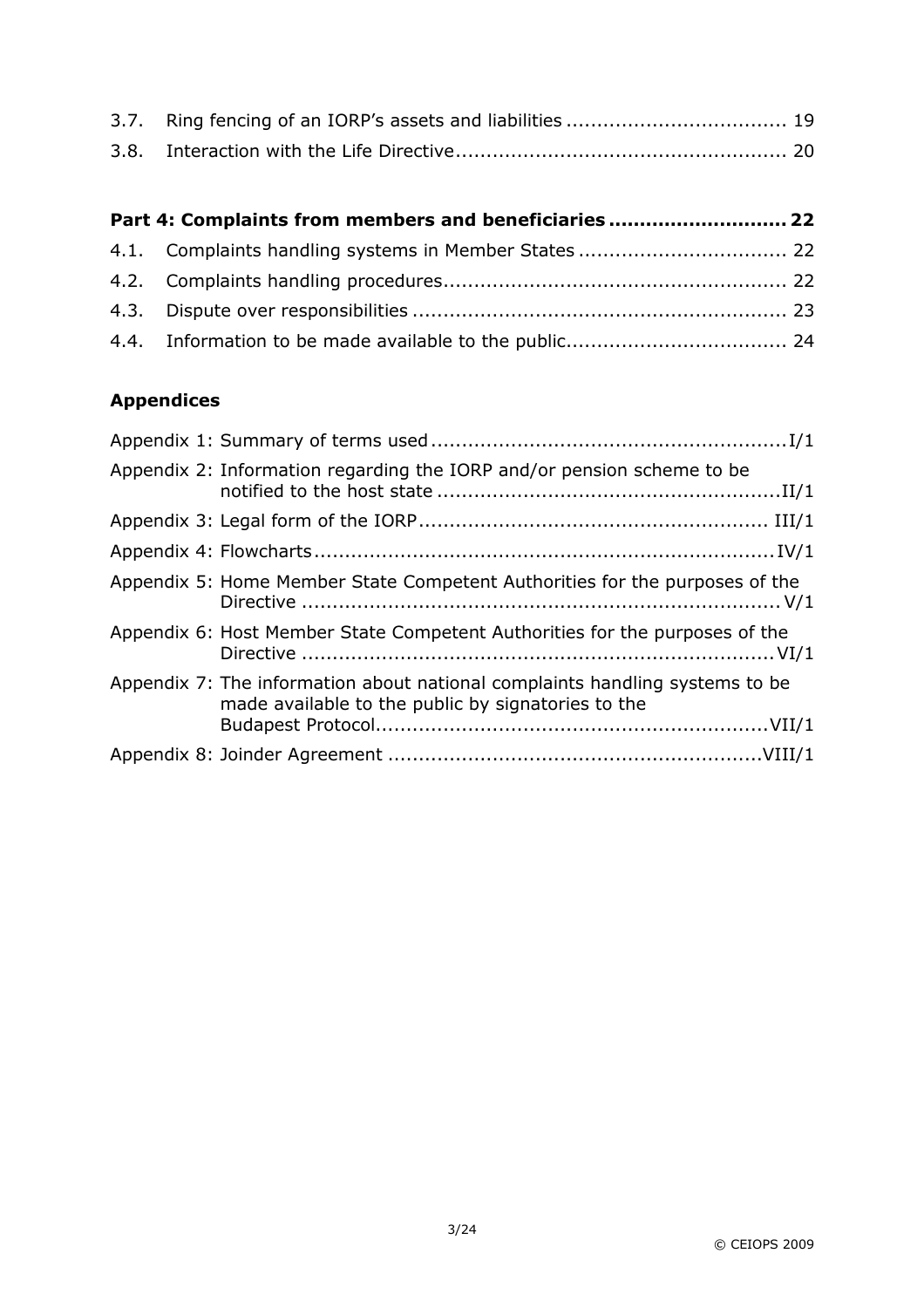3.7. Ring fencing of an IORP's assets and liabilities .................................... 19
3.8. Interaction with the Life Directive..................................................... 20

**Part 4: Complaints from members and beneficiaries ........................... 22**

4.1. Complaints handling systems in Member States ................................. 22
4.2. Complaints handling procedures....................................................... 22
4.3. Dispute over responsibilities ............................................................ 23
4.4. Information to be made available to the public.................................... 24

## Appendices

Appendix 1: Summary of terms used .........................................................I/1

Appendix 2: Information regarding the IORP and/or pension scheme to be notified to the host state .......................................................II/1

Appendix 3: Legal form of the IORP......................................................... III/1

Appendix 4: Flowcharts..........................................................................IV/1

Appendix 5: Home Member State Competent Authorities for the purposes of the Directive ............................................................................V/1

Appendix 6: Host Member State Competent Authorities for the purposes of the Directive ...........................................................................VI/1

Appendix 7: The information about national complaints handling systems to be made available to the public by signatories to the Budapest Protocol...............................................................VII/1

Appendix 8: Joinder Agreement ............................................................VIII/1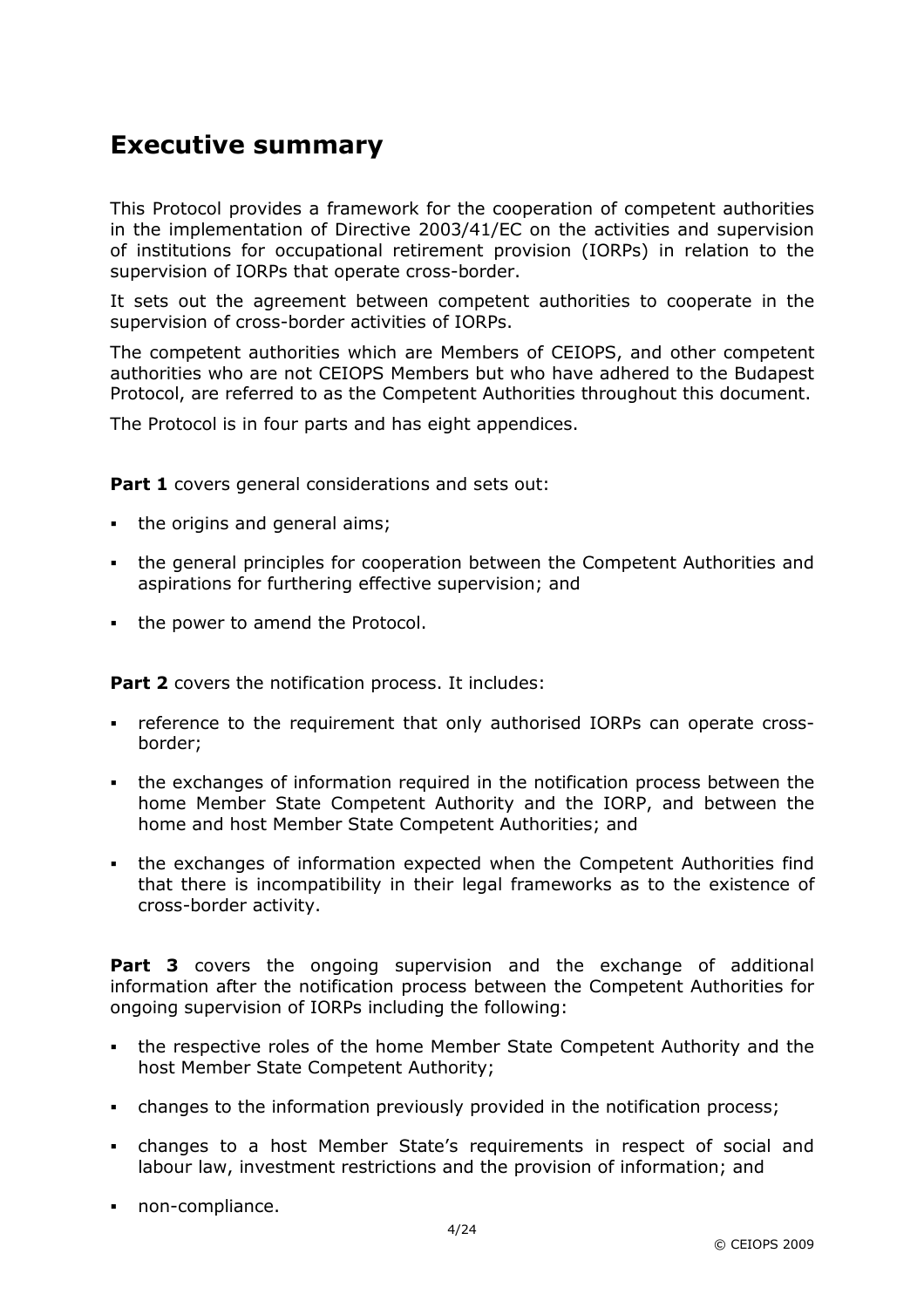# Executive summary

This Protocol provides a framework for the cooperation of competent authorities in the implementation of Directive 2003/41/EC on the activities and supervision of institutions for occupational retirement provision (IORPs) in relation to the supervision of IORPs that operate cross-border.

It sets out the agreement between competent authorities to cooperate in the supervision of cross-border activities of IORPs.

The competent authorities which are Members of CEIOPS, and other competent authorities who are not CEIOPS Members but who have adhered to the Budapest Protocol, are referred to as the Competent Authorities throughout this document.

The Protocol is in four parts and has eight appendices.

**Part 1** covers general considerations and sets out:

- the origins and general aims;
- the general principles for cooperation between the Competent Authorities and aspirations for furthering effective supervision; and
- the power to amend the Protocol.

**Part 2** covers the notification process. It includes:

- reference to the requirement that only authorised IORPs can operate cross-border;
- the exchanges of information required in the notification process between the home Member State Competent Authority and the IORP, and between the home and host Member State Competent Authorities; and
- the exchanges of information expected when the Competent Authorities find that there is incompatibility in their legal frameworks as to the existence of cross-border activity.

**Part 3** covers the ongoing supervision and the exchange of additional information after the notification process between the Competent Authorities for ongoing supervision of IORPs including the following:

- the respective roles of the home Member State Competent Authority and the host Member State Competent Authority;
- changes to the information previously provided in the notification process;
- changes to a host Member State's requirements in respect of social and labour law, investment restrictions and the provision of information; and
- non-compliance.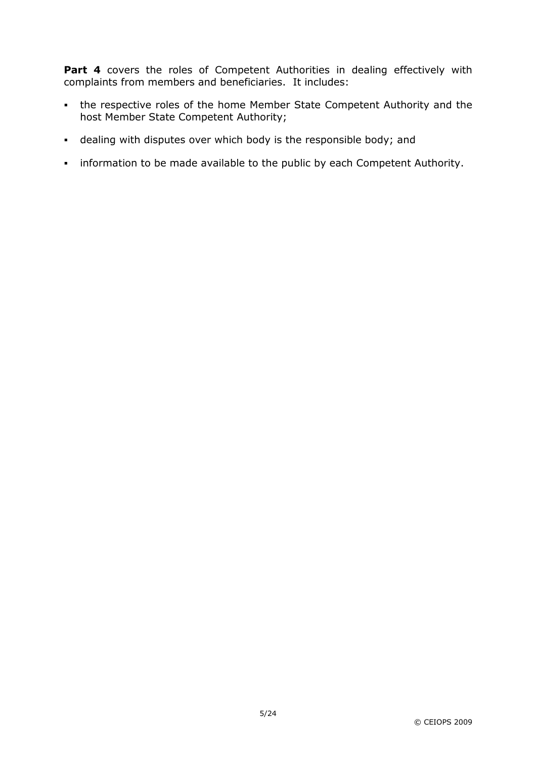**Part 4** covers the roles of Competent Authorities in dealing effectively with complaints from members and beneficiaries. It includes:

- the respective roles of the home Member State Competent Authority and the host Member State Competent Authority;
- dealing with disputes over which body is the responsible body; and
- information to be made available to the public by each Competent Authority.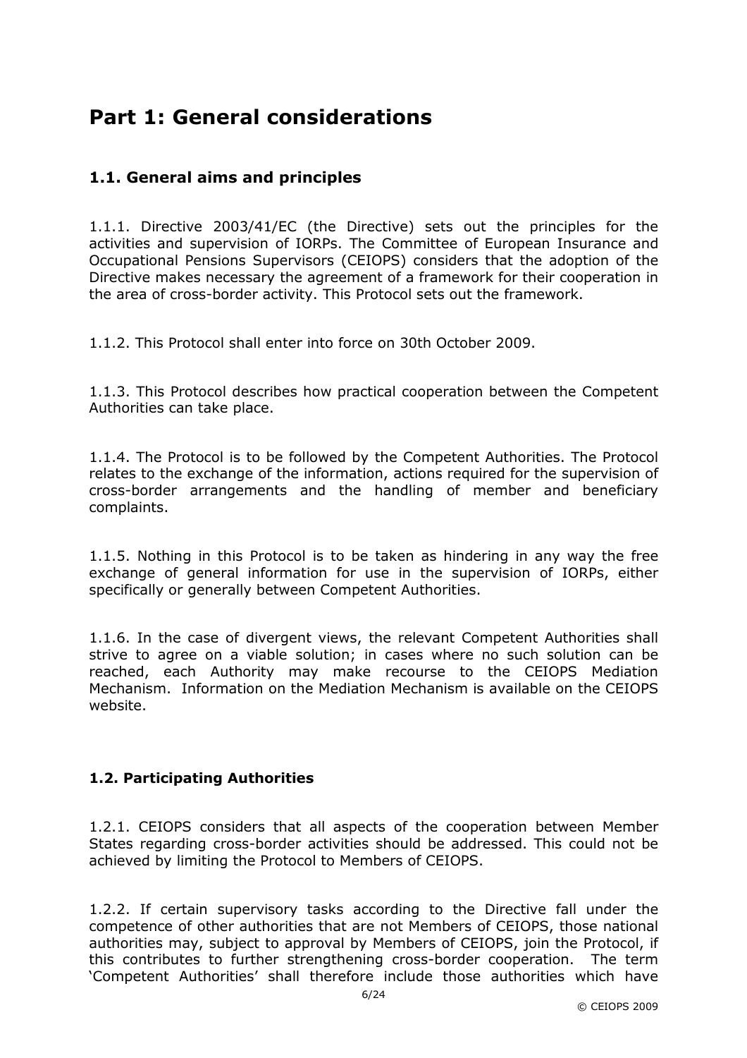# Part 1: General considerations

## 1.1. General aims and principles

1.1.1. Directive 2003/41/EC (the Directive) sets out the principles for the activities and supervision of IORPs. The Committee of European Insurance and Occupational Pensions Supervisors (CEIOPS) considers that the adoption of the Directive makes necessary the agreement of a framework for their cooperation in the area of cross-border activity. This Protocol sets out the framework.

1.1.2. This Protocol shall enter into force on 30th October 2009.

1.1.3. This Protocol describes how practical cooperation between the Competent Authorities can take place.

1.1.4. The Protocol is to be followed by the Competent Authorities. The Protocol relates to the exchange of the information, actions required for the supervision of cross-border arrangements and the handling of member and beneficiary complaints.

1.1.5. Nothing in this Protocol is to be taken as hindering in any way the free exchange of general information for use in the supervision of IORPs, either specifically or generally between Competent Authorities.

1.1.6. In the case of divergent views, the relevant Competent Authorities shall strive to agree on a viable solution; in cases where no such solution can be reached, each Authority may make recourse to the CEIOPS Mediation Mechanism. Information on the Mediation Mechanism is available on the CEIOPS website.

### 1.2. Participating Authorities

1.2.1. CEIOPS considers that all aspects of the cooperation between Member States regarding cross-border activities should be addressed. This could not be achieved by limiting the Protocol to Members of CEIOPS.

1.2.2. If certain supervisory tasks according to the Directive fall under the competence of other authorities that are not Members of CEIOPS, those national authorities may, subject to approval by Members of CEIOPS, join the Protocol, if this contributes to further strengthening cross-border cooperation. The term 'Competent Authorities' shall therefore include those authorities which have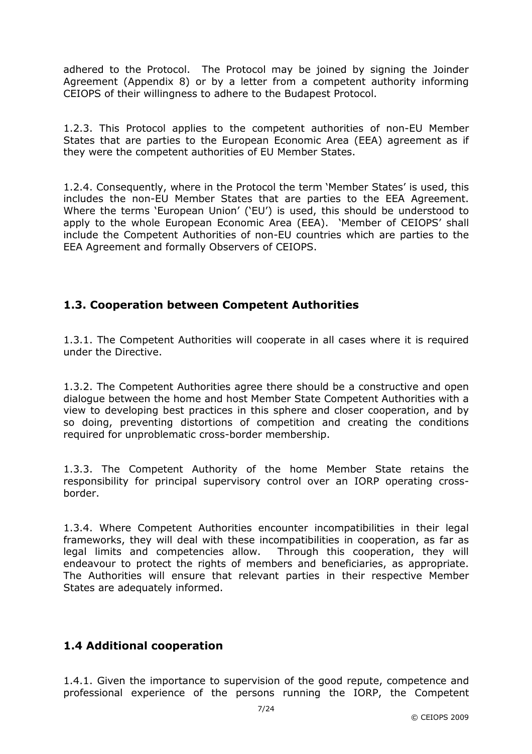adhered to the Protocol. The Protocol may be joined by signing the Joinder Agreement (Appendix 8) or by a letter from a competent authority informing CEIOPS of their willingness to adhere to the Budapest Protocol.

1.2.3. This Protocol applies to the competent authorities of non-EU Member States that are parties to the European Economic Area (EEA) agreement as if they were the competent authorities of EU Member States.

1.2.4. Consequently, where in the Protocol the term 'Member States' is used, this includes the non-EU Member States that are parties to the EEA Agreement. Where the terms 'European Union' ('EU') is used, this should be understood to apply to the whole European Economic Area (EEA). 'Member of CEIOPS' shall include the Competent Authorities of non-EU countries which are parties to the EEA Agreement and formally Observers of CEIOPS.

## 1.3. Cooperation between Competent Authorities

1.3.1. The Competent Authorities will cooperate in all cases where it is required under the Directive.

1.3.2. The Competent Authorities agree there should be a constructive and open dialogue between the home and host Member State Competent Authorities with a view to developing best practices in this sphere and closer cooperation, and by so doing, preventing distortions of competition and creating the conditions required for unproblematic cross-border membership.

1.3.3. The Competent Authority of the home Member State retains the responsibility for principal supervisory control over an IORP operating cross-border.

1.3.4. Where Competent Authorities encounter incompatibilities in their legal frameworks, they will deal with these incompatibilities in cooperation, as far as legal limits and competencies allow. Through this cooperation, they will endeavour to protect the rights of members and beneficiaries, as appropriate. The Authorities will ensure that relevant parties in their respective Member States are adequately informed.

## 1.4 Additional cooperation

1.4.1. Given the importance to supervision of the good repute, competence and professional experience of the persons running the IORP, the Competent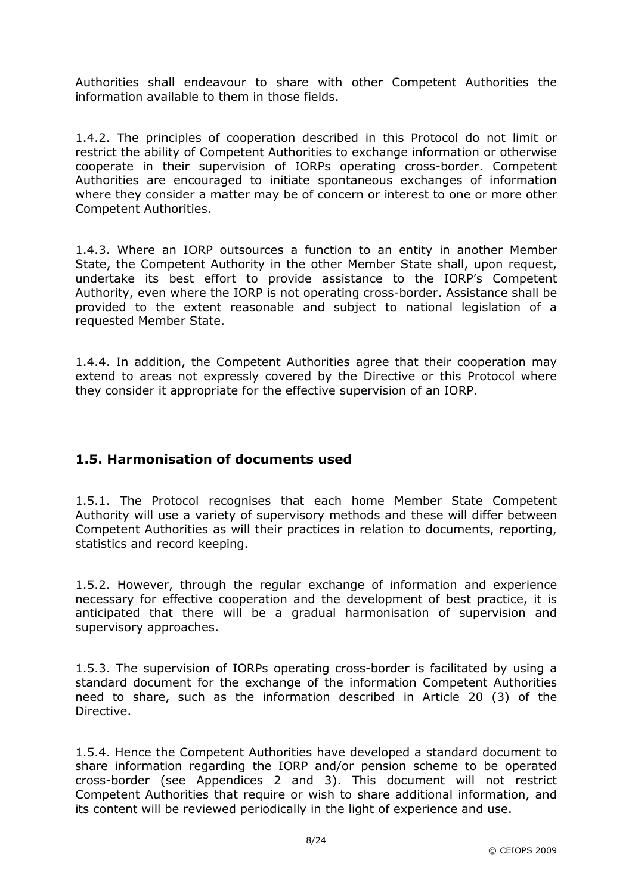Authorities shall endeavour to share with other Competent Authorities the information available to them in those fields.

1.4.2. The principles of cooperation described in this Protocol do not limit or restrict the ability of Competent Authorities to exchange information or otherwise cooperate in their supervision of IORPs operating cross-border. Competent Authorities are encouraged to initiate spontaneous exchanges of information where they consider a matter may be of concern or interest to one or more other Competent Authorities.

1.4.3. Where an IORP outsources a function to an entity in another Member State, the Competent Authority in the other Member State shall, upon request, undertake its best effort to provide assistance to the IORP's Competent Authority, even where the IORP is not operating cross-border. Assistance shall be provided to the extent reasonable and subject to national legislation of a requested Member State.

1.4.4. In addition, the Competent Authorities agree that their cooperation may extend to areas not expressly covered by the Directive or this Protocol where they consider it appropriate for the effective supervision of an IORP.

## 1.5. Harmonisation of documents used

1.5.1. The Protocol recognises that each home Member State Competent Authority will use a variety of supervisory methods and these will differ between Competent Authorities as will their practices in relation to documents, reporting, statistics and record keeping.

1.5.2. However, through the regular exchange of information and experience necessary for effective cooperation and the development of best practice, it is anticipated that there will be a gradual harmonisation of supervision and supervisory approaches.

1.5.3. The supervision of IORPs operating cross-border is facilitated by using a standard document for the exchange of the information Competent Authorities need to share, such as the information described in Article 20 (3) of the Directive.

1.5.4. Hence the Competent Authorities have developed a standard document to share information regarding the IORP and/or pension scheme to be operated cross-border (see Appendices 2 and 3). This document will not restrict Competent Authorities that require or wish to share additional information, and its content will be reviewed periodically in the light of experience and use.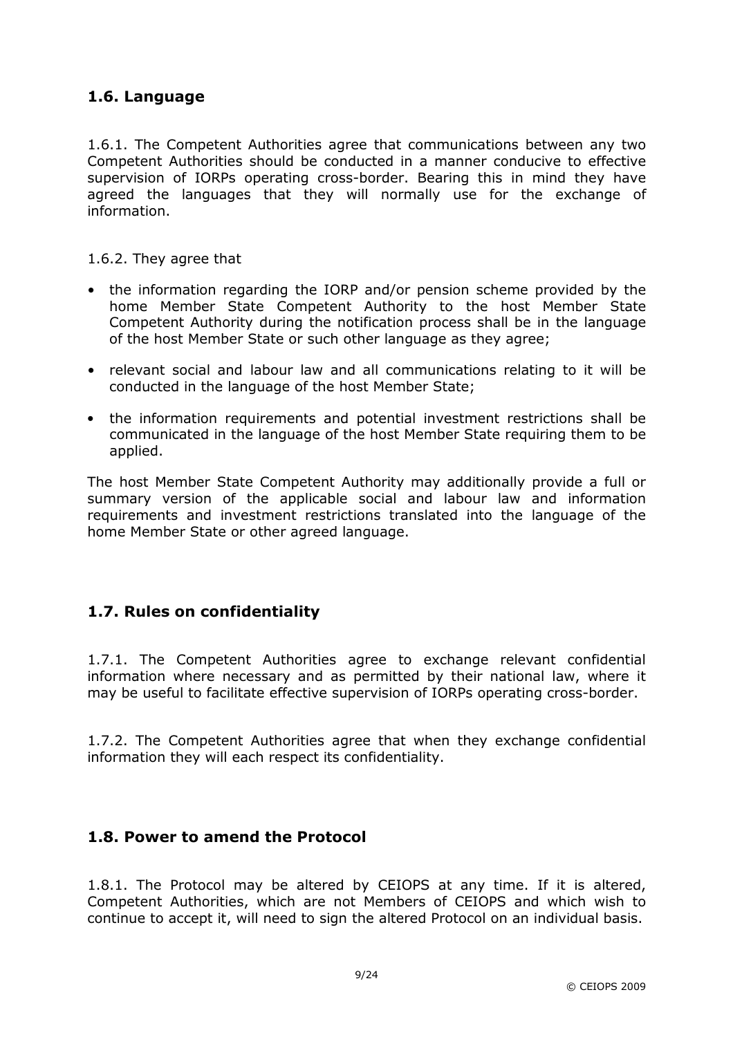## 1.6. Language

1.6.1. The Competent Authorities agree that communications between any two Competent Authorities should be conducted in a manner conducive to effective supervision of IORPs operating cross-border. Bearing this in mind they have agreed the languages that they will normally use for the exchange of information.

1.6.2. They agree that

- the information regarding the IORP and/or pension scheme provided by the home Member State Competent Authority to the host Member State Competent Authority during the notification process shall be in the language of the host Member State or such other language as they agree;
- relevant social and labour law and all communications relating to it will be conducted in the language of the host Member State;
- the information requirements and potential investment restrictions shall be communicated in the language of the host Member State requiring them to be applied.

The host Member State Competent Authority may additionally provide a full or summary version of the applicable social and labour law and information requirements and investment restrictions translated into the language of the home Member State or other agreed language.

## 1.7. Rules on confidentiality

1.7.1. The Competent Authorities agree to exchange relevant confidential information where necessary and as permitted by their national law, where it may be useful to facilitate effective supervision of IORPs operating cross-border.

1.7.2. The Competent Authorities agree that when they exchange confidential information they will each respect its confidentiality.

## 1.8. Power to amend the Protocol

1.8.1. The Protocol may be altered by CEIOPS at any time. If it is altered, Competent Authorities, which are not Members of CEIOPS and which wish to continue to accept it, will need to sign the altered Protocol on an individual basis.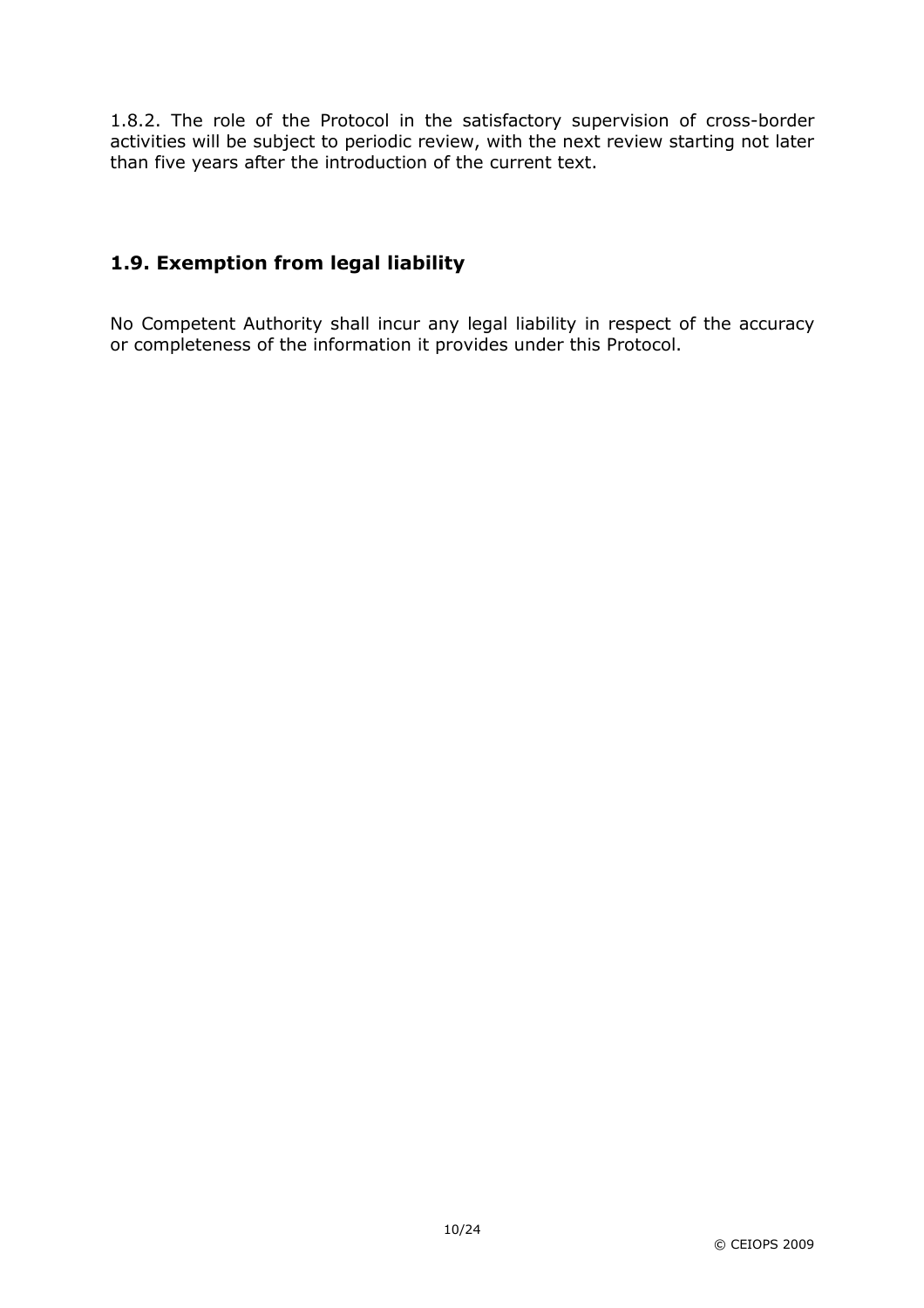1.8.2. The role of the Protocol in the satisfactory supervision of cross-border activities will be subject to periodic review, with the next review starting not later than five years after the introduction of the current text.

## 1.9. Exemption from legal liability

No Competent Authority shall incur any legal liability in respect of the accuracy or completeness of the information it provides under this Protocol.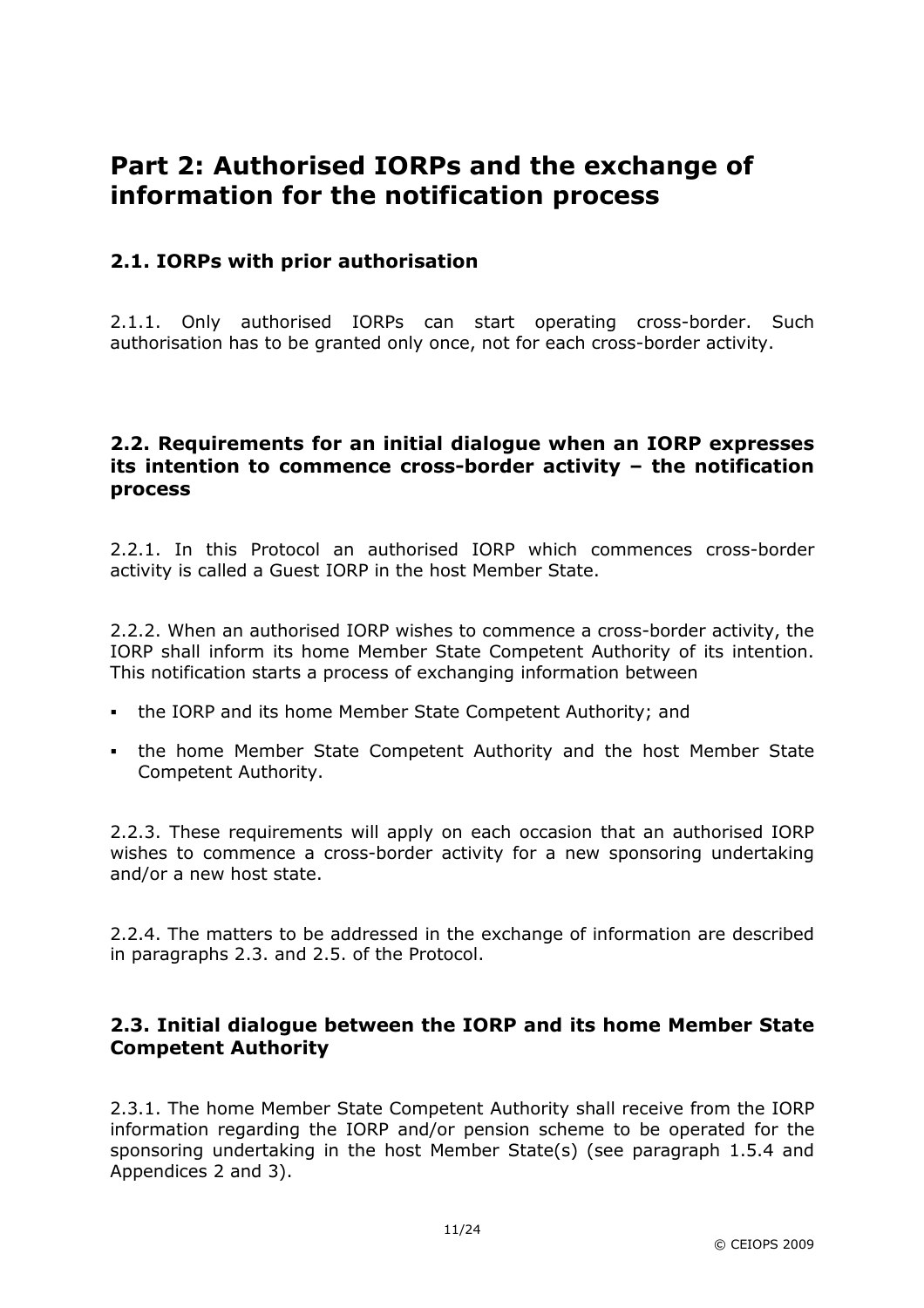# Part 2: Authorised IORPs and the exchange of information for the notification process

## 2.1. IORPs with prior authorisation

2.1.1. Only authorised IORPs can start operating cross-border. Such authorisation has to be granted only once, not for each cross-border activity.

## 2.2. Requirements for an initial dialogue when an IORP expresses its intention to commence cross-border activity – the notification process

2.2.1. In this Protocol an authorised IORP which commences cross-border activity is called a Guest IORP in the host Member State.

2.2.2. When an authorised IORP wishes to commence a cross-border activity, the IORP shall inform its home Member State Competent Authority of its intention. This notification starts a process of exchanging information between

- the IORP and its home Member State Competent Authority; and
- the home Member State Competent Authority and the host Member State Competent Authority.

2.2.3. These requirements will apply on each occasion that an authorised IORP wishes to commence a cross-border activity for a new sponsoring undertaking and/or a new host state.

2.2.4. The matters to be addressed in the exchange of information are described in paragraphs 2.3. and 2.5. of the Protocol.

## 2.3. Initial dialogue between the IORP and its home Member State Competent Authority

2.3.1. The home Member State Competent Authority shall receive from the IORP information regarding the IORP and/or pension scheme to be operated for the sponsoring undertaking in the host Member State(s) (see paragraph 1.5.4 and Appendices 2 and 3).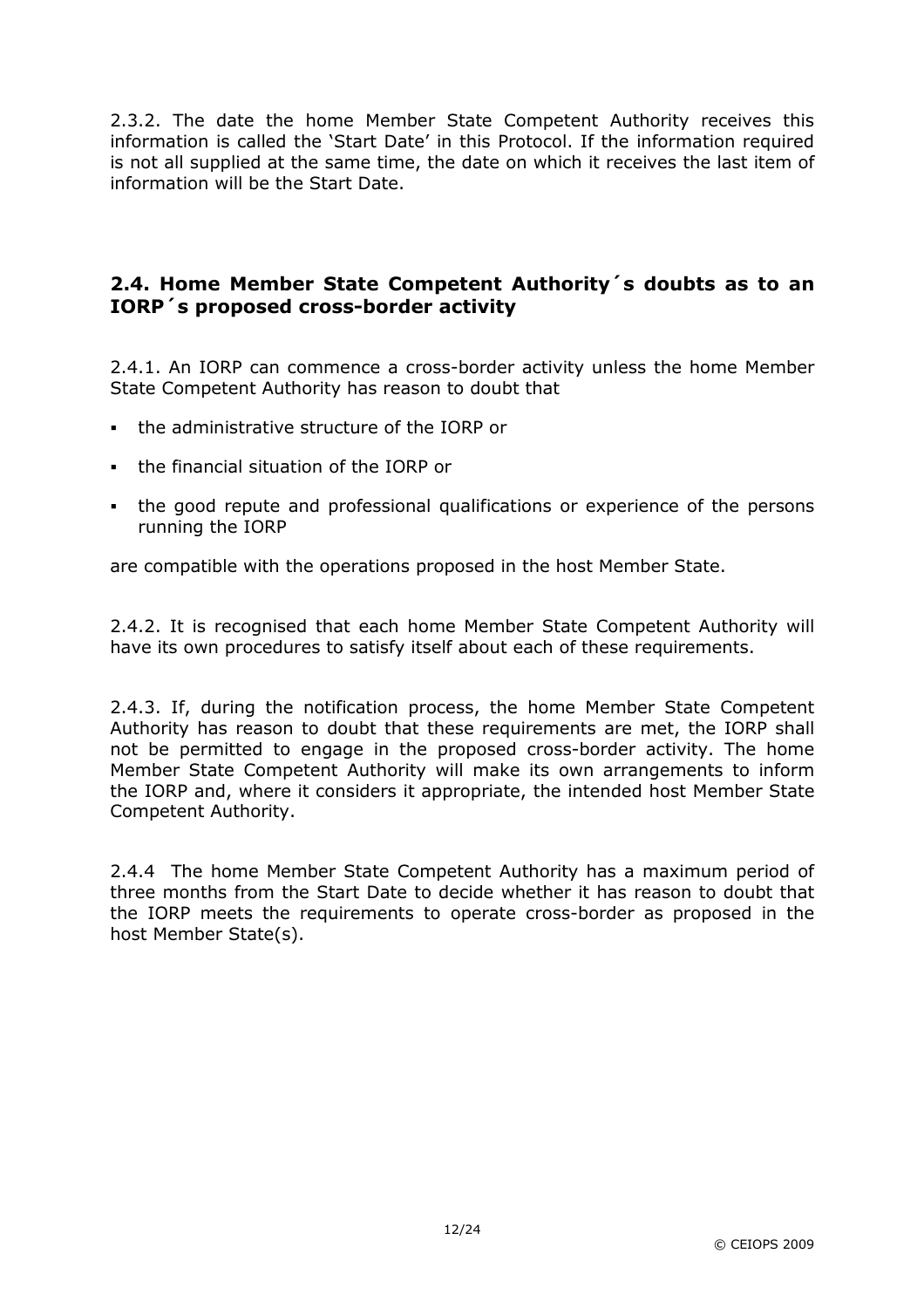2.3.2. The date the home Member State Competent Authority receives this information is called the 'Start Date' in this Protocol. If the information required is not all supplied at the same time, the date on which it receives the last item of information will be the Start Date.

## 2.4. Home Member State Competent Authority´s doubts as to an IORP´s proposed cross-border activity

2.4.1. An IORP can commence a cross-border activity unless the home Member State Competent Authority has reason to doubt that

- the administrative structure of the IORP or
- the financial situation of the IORP or
- the good repute and professional qualifications or experience of the persons running the IORP

are compatible with the operations proposed in the host Member State.

2.4.2. It is recognised that each home Member State Competent Authority will have its own procedures to satisfy itself about each of these requirements.

2.4.3. If, during the notification process, the home Member State Competent Authority has reason to doubt that these requirements are met, the IORP shall not be permitted to engage in the proposed cross-border activity. The home Member State Competent Authority will make its own arrangements to inform the IORP and, where it considers it appropriate, the intended host Member State Competent Authority.

2.4.4 The home Member State Competent Authority has a maximum period of three months from the Start Date to decide whether it has reason to doubt that the IORP meets the requirements to operate cross-border as proposed in the host Member State(s).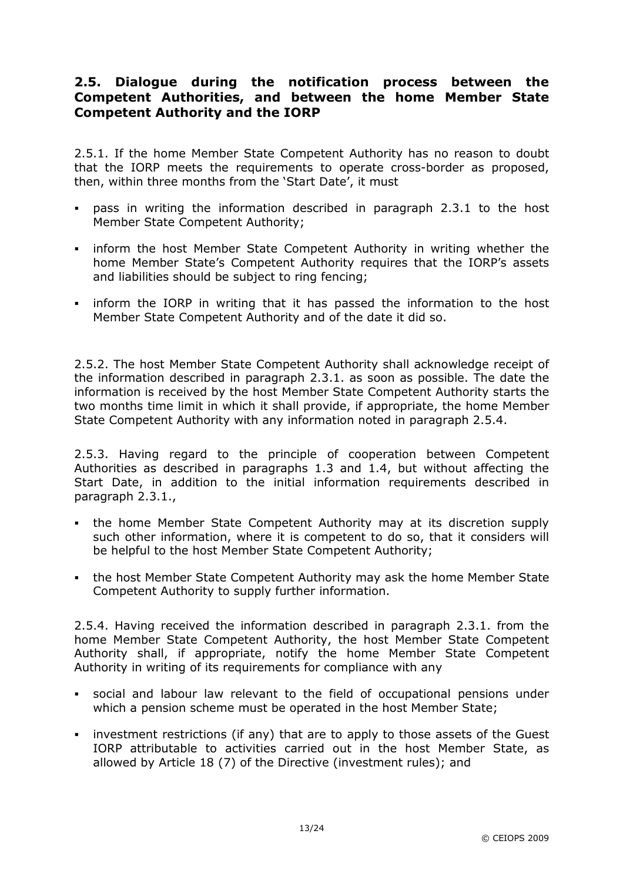## 2.5. Dialogue during the notification process between the Competent Authorities, and between the home Member State Competent Authority and the IORP

2.5.1. If the home Member State Competent Authority has no reason to doubt that the IORP meets the requirements to operate cross-border as proposed, then, within three months from the 'Start Date', it must

- pass in writing the information described in paragraph 2.3.1 to the host Member State Competent Authority;
- inform the host Member State Competent Authority in writing whether the home Member State's Competent Authority requires that the IORP's assets and liabilities should be subject to ring fencing;
- inform the IORP in writing that it has passed the information to the host Member State Competent Authority and of the date it did so.

2.5.2. The host Member State Competent Authority shall acknowledge receipt of the information described in paragraph 2.3.1. as soon as possible. The date the information is received by the host Member State Competent Authority starts the two months time limit in which it shall provide, if appropriate, the home Member State Competent Authority with any information noted in paragraph 2.5.4.

2.5.3. Having regard to the principle of cooperation between Competent Authorities as described in paragraphs 1.3 and 1.4, but without affecting the Start Date, in addition to the initial information requirements described in paragraph 2.3.1.,

- the home Member State Competent Authority may at its discretion supply such other information, where it is competent to do so, that it considers will be helpful to the host Member State Competent Authority;
- the host Member State Competent Authority may ask the home Member State Competent Authority to supply further information.

2.5.4. Having received the information described in paragraph 2.3.1. from the home Member State Competent Authority, the host Member State Competent Authority shall, if appropriate, notify the home Member State Competent Authority in writing of its requirements for compliance with any

- social and labour law relevant to the field of occupational pensions under which a pension scheme must be operated in the host Member State;
- investment restrictions (if any) that are to apply to those assets of the Guest IORP attributable to activities carried out in the host Member State, as allowed by Article 18 (7) of the Directive (investment rules); and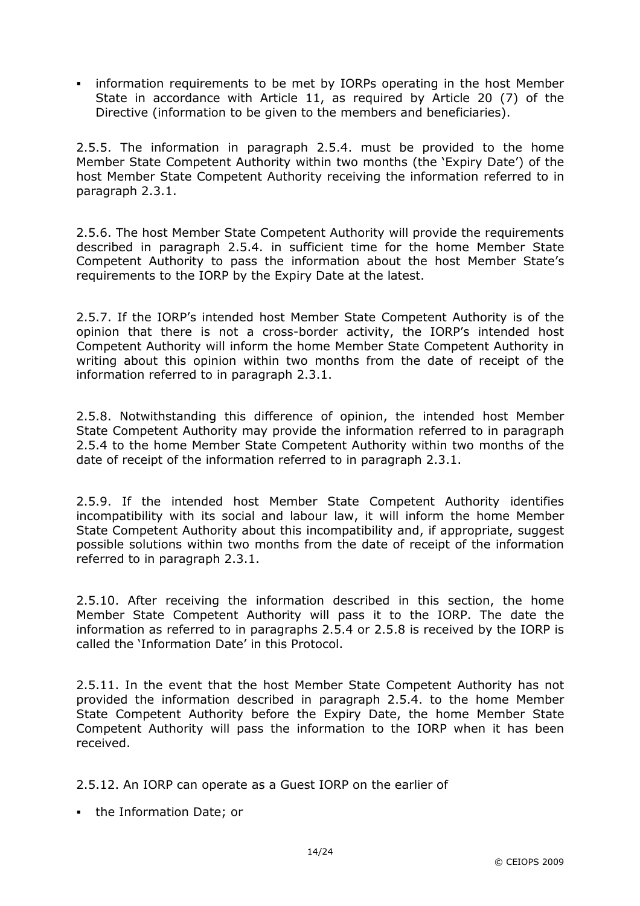- information requirements to be met by IORPs operating in the host Member State in accordance with Article 11, as required by Article 20 (7) of the Directive (information to be given to the members and beneficiaries).

2.5.5. The information in paragraph 2.5.4. must be provided to the home Member State Competent Authority within two months (the 'Expiry Date') of the host Member State Competent Authority receiving the information referred to in paragraph 2.3.1.

2.5.6. The host Member State Competent Authority will provide the requirements described in paragraph 2.5.4. in sufficient time for the home Member State Competent Authority to pass the information about the host Member State's requirements to the IORP by the Expiry Date at the latest.

2.5.7. If the IORP's intended host Member State Competent Authority is of the opinion that there is not a cross-border activity, the IORP's intended host Competent Authority will inform the home Member State Competent Authority in writing about this opinion within two months from the date of receipt of the information referred to in paragraph 2.3.1.

2.5.8. Notwithstanding this difference of opinion, the intended host Member State Competent Authority may provide the information referred to in paragraph 2.5.4 to the home Member State Competent Authority within two months of the date of receipt of the information referred to in paragraph 2.3.1.

2.5.9. If the intended host Member State Competent Authority identifies incompatibility with its social and labour law, it will inform the home Member State Competent Authority about this incompatibility and, if appropriate, suggest possible solutions within two months from the date of receipt of the information referred to in paragraph 2.3.1.

2.5.10. After receiving the information described in this section, the home Member State Competent Authority will pass it to the IORP. The date the information as referred to in paragraphs 2.5.4 or 2.5.8 is received by the IORP is called the 'Information Date' in this Protocol.

2.5.11. In the event that the host Member State Competent Authority has not provided the information described in paragraph 2.5.4. to the home Member State Competent Authority before the Expiry Date, the home Member State Competent Authority will pass the information to the IORP when it has been received.

2.5.12. An IORP can operate as a Guest IORP on the earlier of

- the Information Date; or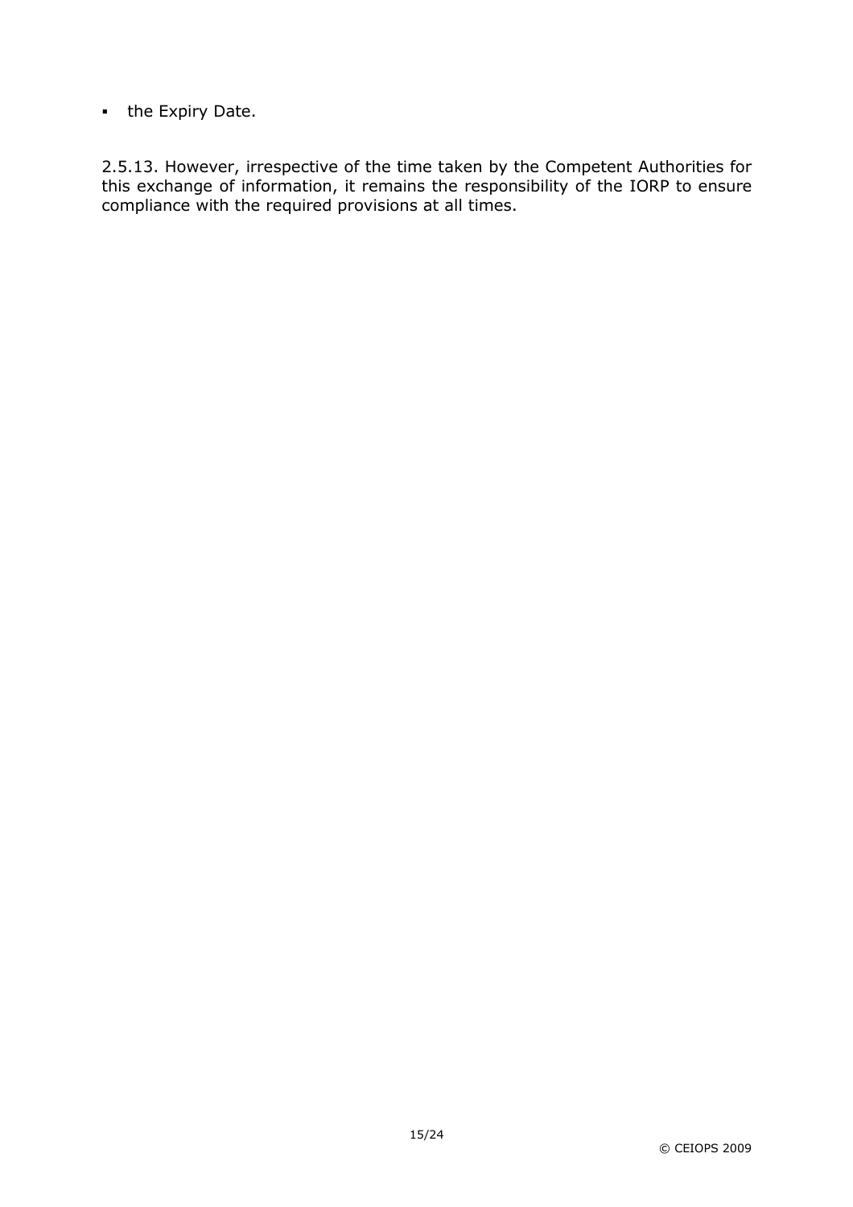- the Expiry Date.

2.5.13. However, irrespective of the time taken by the Competent Authorities for this exchange of information, it remains the responsibility of the IORP to ensure compliance with the required provisions at all times.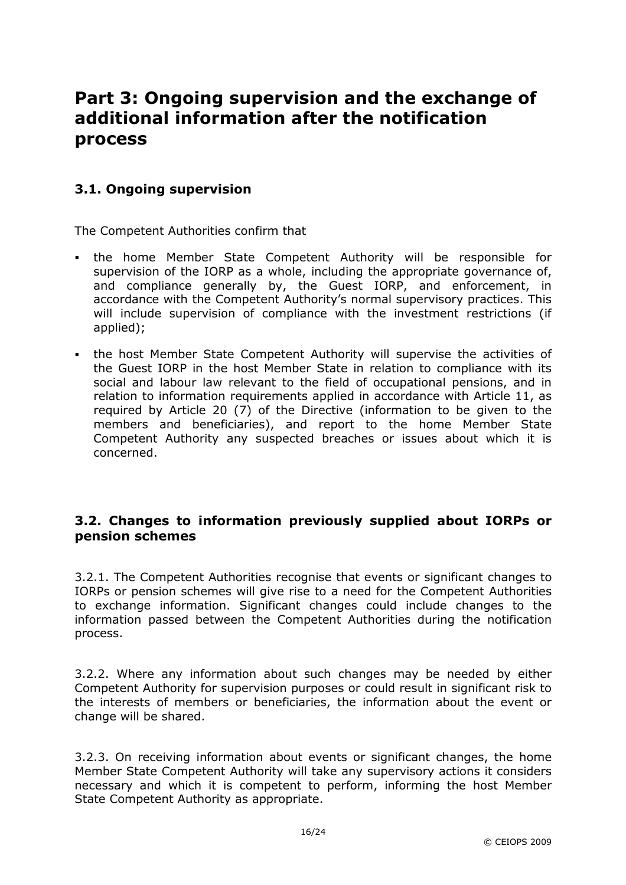# Part 3: Ongoing supervision and the exchange of additional information after the notification process

## 3.1. Ongoing supervision

The Competent Authorities confirm that

- the home Member State Competent Authority will be responsible for supervision of the IORP as a whole, including the appropriate governance of, and compliance generally by, the Guest IORP, and enforcement, in accordance with the Competent Authority's normal supervisory practices. This will include supervision of compliance with the investment restrictions (if applied);
- the host Member State Competent Authority will supervise the activities of the Guest IORP in the host Member State in relation to compliance with its social and labour law relevant to the field of occupational pensions, and in relation to information requirements applied in accordance with Article 11, as required by Article 20 (7) of the Directive (information to be given to the members and beneficiaries), and report to the home Member State Competent Authority any suspected breaches or issues about which it is concerned.

## 3.2. Changes to information previously supplied about IORPs or pension schemes

3.2.1. The Competent Authorities recognise that events or significant changes to IORPs or pension schemes will give rise to a need for the Competent Authorities to exchange information. Significant changes could include changes to the information passed between the Competent Authorities during the notification process.

3.2.2. Where any information about such changes may be needed by either Competent Authority for supervision purposes or could result in significant risk to the interests of members or beneficiaries, the information about the event or change will be shared.

3.2.3. On receiving information about events or significant changes, the home Member State Competent Authority will take any supervisory actions it considers necessary and which it is competent to perform, informing the host Member State Competent Authority as appropriate.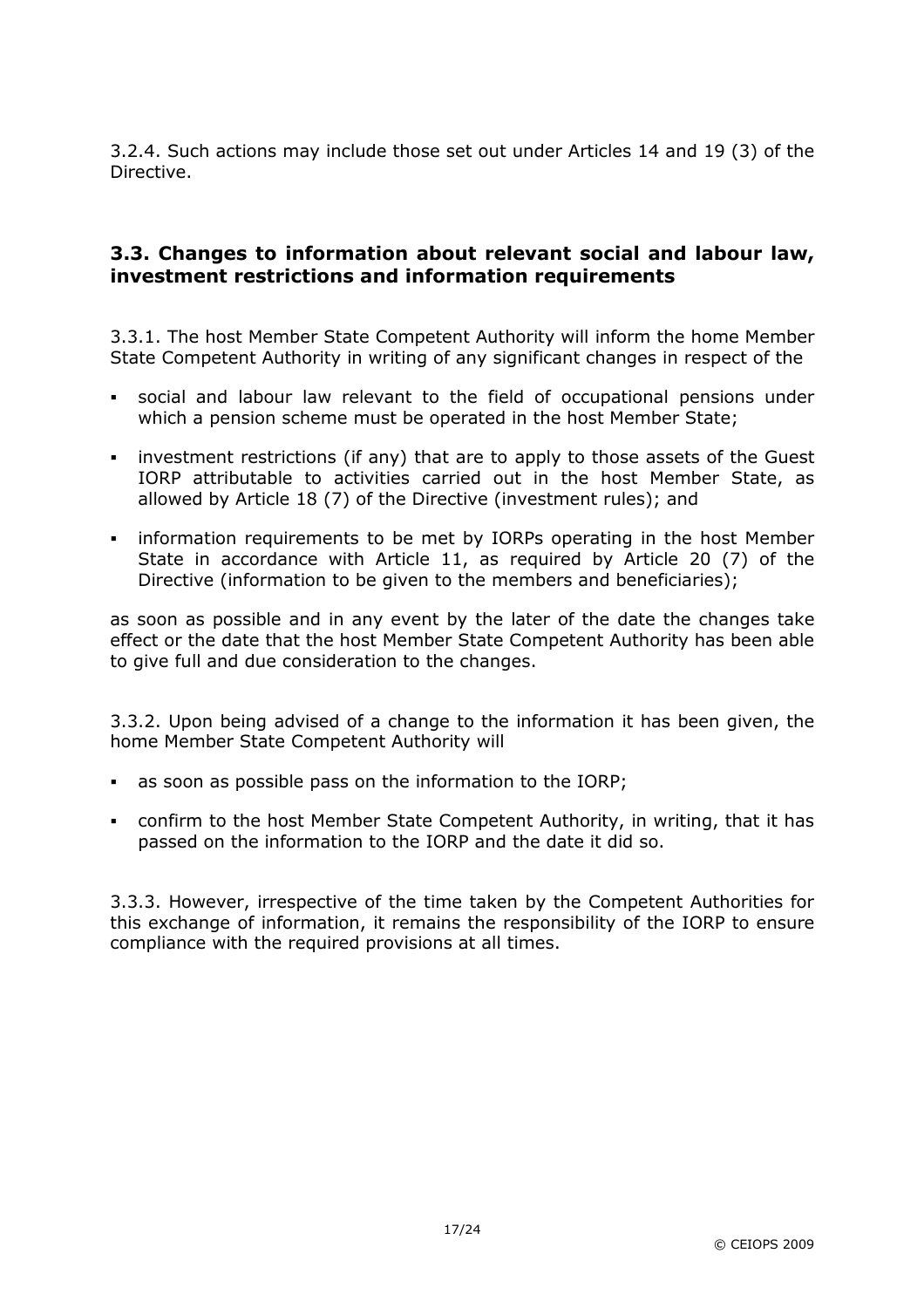3.2.4. Such actions may include those set out under Articles 14 and 19 (3) of the Directive.

## 3.3. Changes to information about relevant social and labour law, investment restrictions and information requirements

3.3.1. The host Member State Competent Authority will inform the home Member State Competent Authority in writing of any significant changes in respect of the

- social and labour law relevant to the field of occupational pensions under which a pension scheme must be operated in the host Member State;
- investment restrictions (if any) that are to apply to those assets of the Guest IORP attributable to activities carried out in the host Member State, as allowed by Article 18 (7) of the Directive (investment rules); and
- information requirements to be met by IORPs operating in the host Member State in accordance with Article 11, as required by Article 20 (7) of the Directive (information to be given to the members and beneficiaries);

as soon as possible and in any event by the later of the date the changes take effect or the date that the host Member State Competent Authority has been able to give full and due consideration to the changes.

3.3.2. Upon being advised of a change to the information it has been given, the home Member State Competent Authority will

- as soon as possible pass on the information to the IORP;
- confirm to the host Member State Competent Authority, in writing, that it has passed on the information to the IORP and the date it did so.

3.3.3. However, irrespective of the time taken by the Competent Authorities for this exchange of information, it remains the responsibility of the IORP to ensure compliance with the required provisions at all times.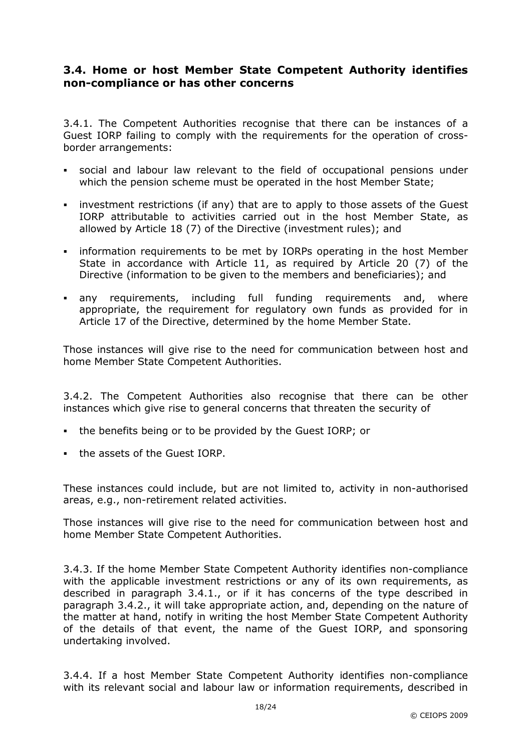### 3.4. Home or host Member State Competent Authority identifies non-compliance or has other concerns

3.4.1. The Competent Authorities recognise that there can be instances of a Guest IORP failing to comply with the requirements for the operation of cross-border arrangements:

- social and labour law relevant to the field of occupational pensions under which the pension scheme must be operated in the host Member State;
- investment restrictions (if any) that are to apply to those assets of the Guest IORP attributable to activities carried out in the host Member State, as allowed by Article 18 (7) of the Directive (investment rules); and
- information requirements to be met by IORPs operating in the host Member State in accordance with Article 11, as required by Article 20 (7) of the Directive (information to be given to the members and beneficiaries); and
- any requirements, including full funding requirements and, where appropriate, the requirement for regulatory own funds as provided for in Article 17 of the Directive, determined by the home Member State.

Those instances will give rise to the need for communication between host and home Member State Competent Authorities.

3.4.2. The Competent Authorities also recognise that there can be other instances which give rise to general concerns that threaten the security of

- the benefits being or to be provided by the Guest IORP; or
- the assets of the Guest IORP.

These instances could include, but are not limited to, activity in non-authorised areas, e.g., non-retirement related activities.

Those instances will give rise to the need for communication between host and home Member State Competent Authorities.

3.4.3. If the home Member State Competent Authority identifies non-compliance with the applicable investment restrictions or any of its own requirements, as described in paragraph 3.4.1., or if it has concerns of the type described in paragraph 3.4.2., it will take appropriate action, and, depending on the nature of the matter at hand, notify in writing the host Member State Competent Authority of the details of that event, the name of the Guest IORP, and sponsoring undertaking involved.

3.4.4. If a host Member State Competent Authority identifies non-compliance with its relevant social and labour law or information requirements, described in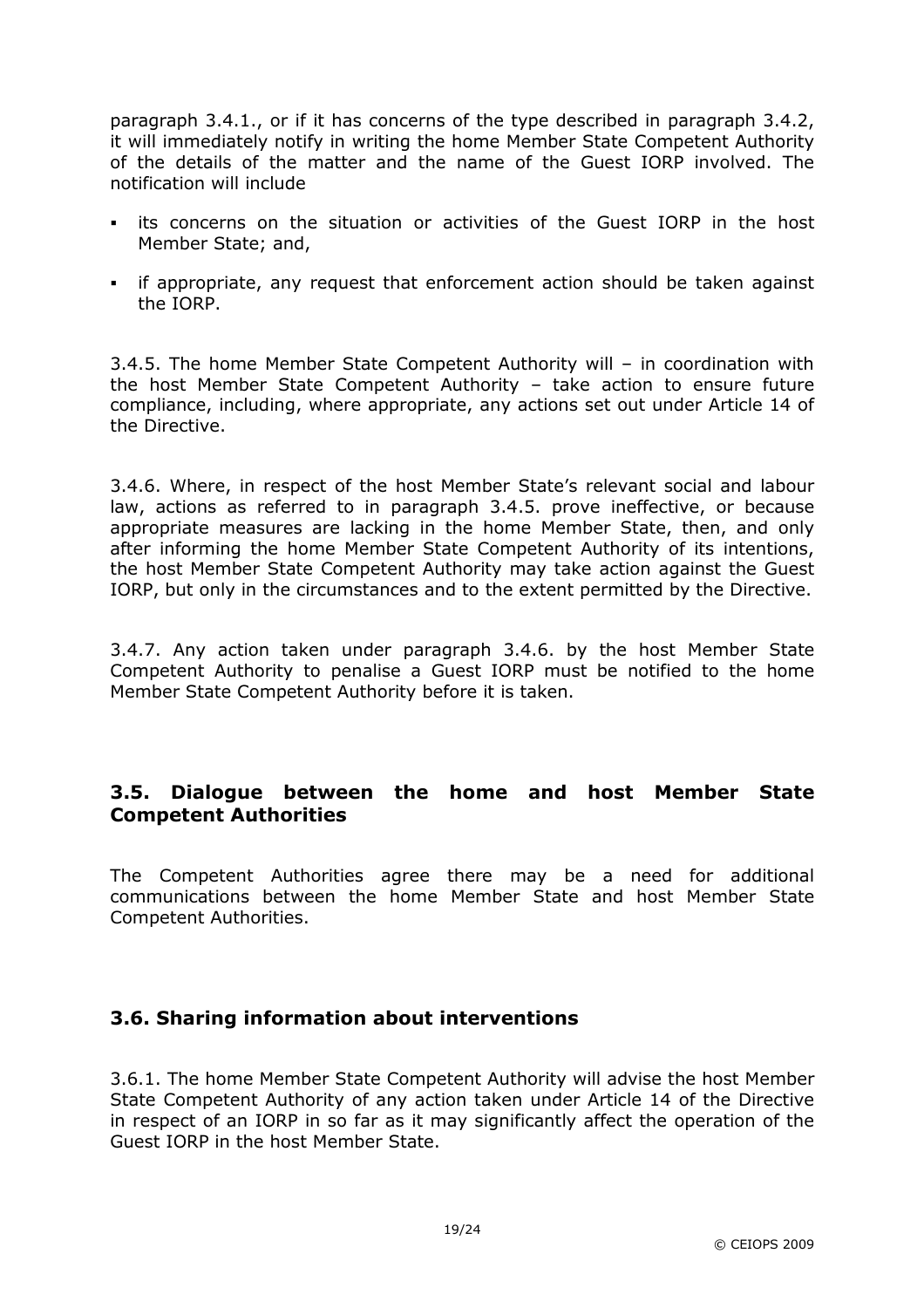paragraph 3.4.1., or if it has concerns of the type described in paragraph 3.4.2, it will immediately notify in writing the home Member State Competent Authority of the details of the matter and the name of the Guest IORP involved. The notification will include

- its concerns on the situation or activities of the Guest IORP in the host Member State; and,
- if appropriate, any request that enforcement action should be taken against the IORP.

3.4.5. The home Member State Competent Authority will – in coordination with the host Member State Competent Authority – take action to ensure future compliance, including, where appropriate, any actions set out under Article 14 of the Directive.

3.4.6. Where, in respect of the host Member State's relevant social and labour law, actions as referred to in paragraph 3.4.5. prove ineffective, or because appropriate measures are lacking in the home Member State, then, and only after informing the home Member State Competent Authority of its intentions, the host Member State Competent Authority may take action against the Guest IORP, but only in the circumstances and to the extent permitted by the Directive.

3.4.7. Any action taken under paragraph 3.4.6. by the host Member State Competent Authority to penalise a Guest IORP must be notified to the home Member State Competent Authority before it is taken.

## 3.5. Dialogue between the home and host Member State Competent Authorities

The Competent Authorities agree there may be a need for additional communications between the home Member State and host Member State Competent Authorities.

## 3.6. Sharing information about interventions

3.6.1. The home Member State Competent Authority will advise the host Member State Competent Authority of any action taken under Article 14 of the Directive in respect of an IORP in so far as it may significantly affect the operation of the Guest IORP in the host Member State.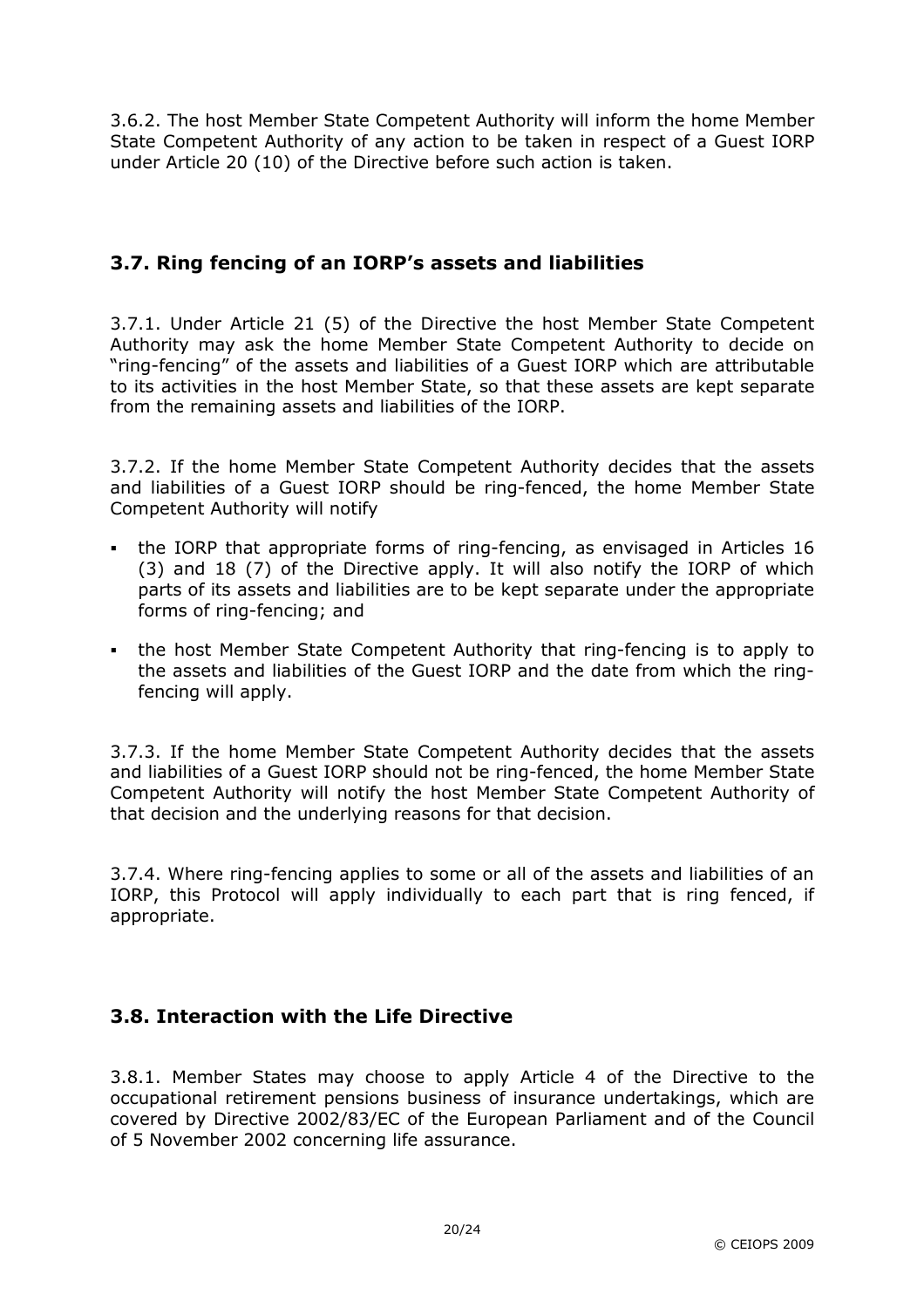3.6.2. The host Member State Competent Authority will inform the home Member State Competent Authority of any action to be taken in respect of a Guest IORP under Article 20 (10) of the Directive before such action is taken.

## 3.7. Ring fencing of an IORP's assets and liabilities

3.7.1. Under Article 21 (5) of the Directive the host Member State Competent Authority may ask the home Member State Competent Authority to decide on "ring-fencing" of the assets and liabilities of a Guest IORP which are attributable to its activities in the host Member State, so that these assets are kept separate from the remaining assets and liabilities of the IORP.

3.7.2. If the home Member State Competent Authority decides that the assets and liabilities of a Guest IORP should be ring-fenced, the home Member State Competent Authority will notify

- the IORP that appropriate forms of ring-fencing, as envisaged in Articles 16 (3) and 18 (7) of the Directive apply. It will also notify the IORP of which parts of its assets and liabilities are to be kept separate under the appropriate forms of ring-fencing; and
- the host Member State Competent Authority that ring-fencing is to apply to the assets and liabilities of the Guest IORP and the date from which the ring-fencing will apply.

3.7.3. If the home Member State Competent Authority decides that the assets and liabilities of a Guest IORP should not be ring-fenced, the home Member State Competent Authority will notify the host Member State Competent Authority of that decision and the underlying reasons for that decision.

3.7.4. Where ring-fencing applies to some or all of the assets and liabilities of an IORP, this Protocol will apply individually to each part that is ring fenced, if appropriate.

## 3.8. Interaction with the Life Directive

3.8.1. Member States may choose to apply Article 4 of the Directive to the occupational retirement pensions business of insurance undertakings, which are covered by Directive 2002/83/EC of the European Parliament and of the Council of 5 November 2002 concerning life assurance.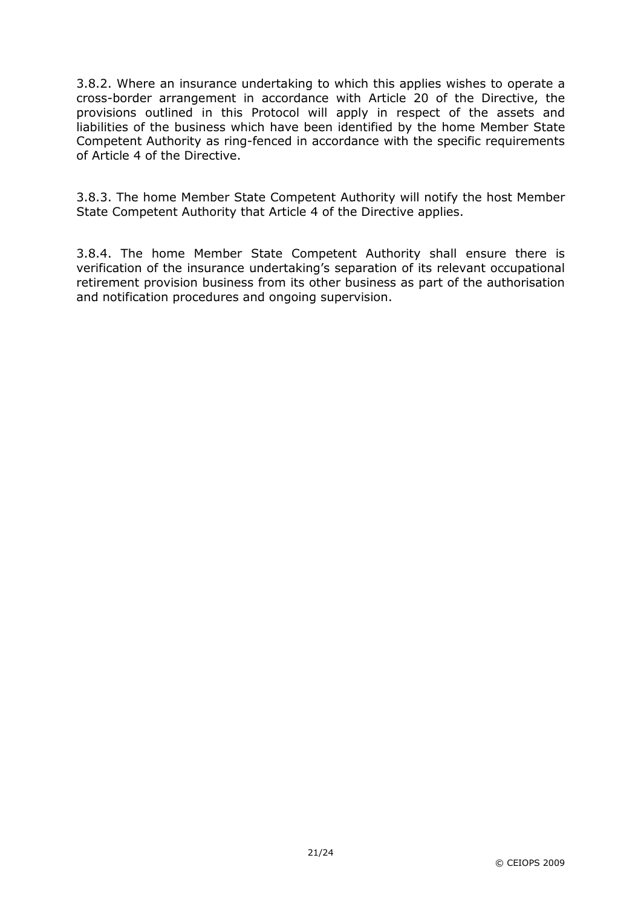3.8.2. Where an insurance undertaking to which this applies wishes to operate a cross-border arrangement in accordance with Article 20 of the Directive, the provisions outlined in this Protocol will apply in respect of the assets and liabilities of the business which have been identified by the home Member State Competent Authority as ring-fenced in accordance with the specific requirements of Article 4 of the Directive.

3.8.3. The home Member State Competent Authority will notify the host Member State Competent Authority that Article 4 of the Directive applies.

3.8.4. The home Member State Competent Authority shall ensure there is verification of the insurance undertaking's separation of its relevant occupational retirement provision business from its other business as part of the authorisation and notification procedures and ongoing supervision.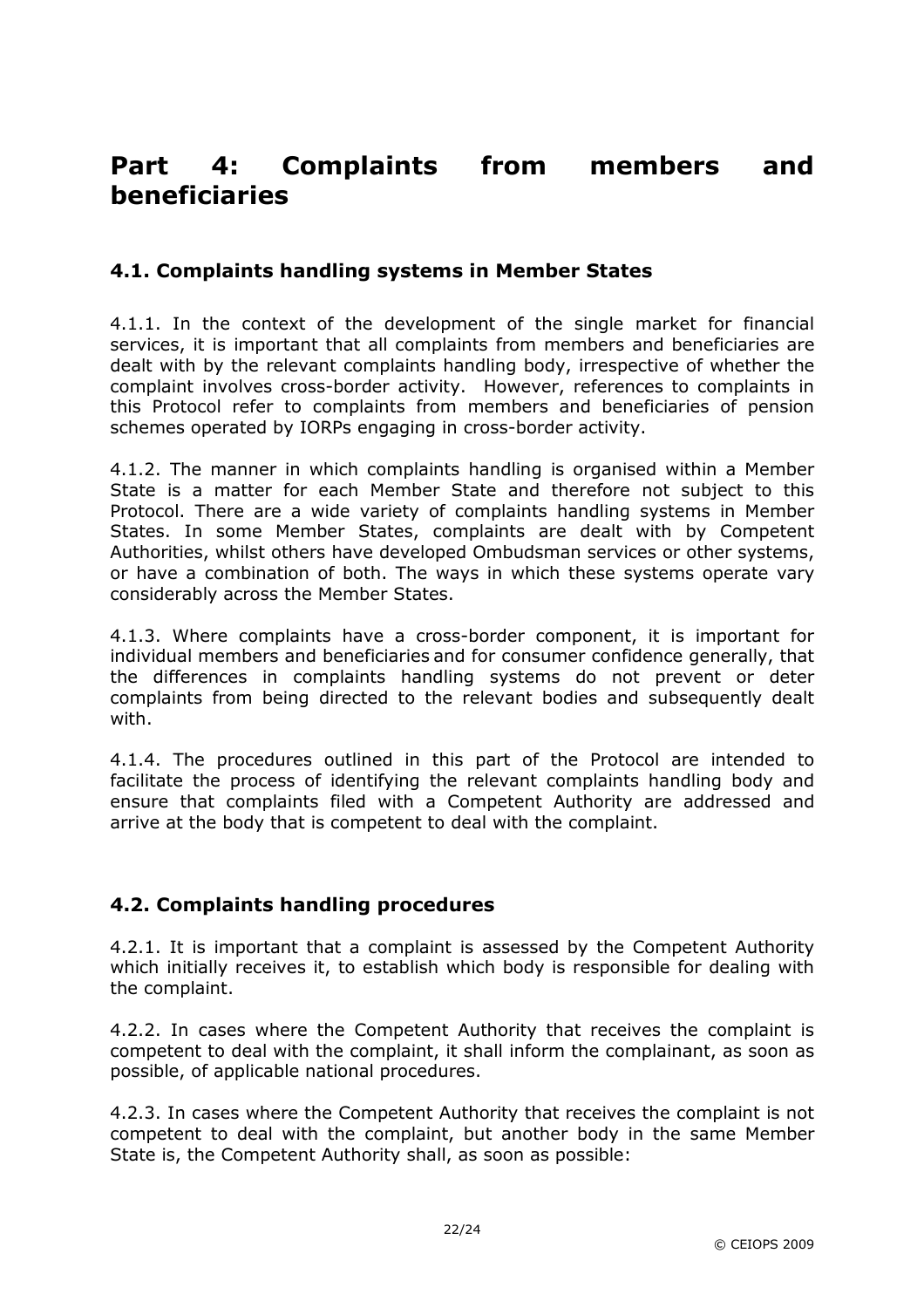# Part 4: Complaints from members and beneficiaries

## 4.1. Complaints handling systems in Member States

4.1.1. In the context of the development of the single market for financial services, it is important that all complaints from members and beneficiaries are dealt with by the relevant complaints handling body, irrespective of whether the complaint involves cross-border activity. However, references to complaints in this Protocol refer to complaints from members and beneficiaries of pension schemes operated by IORPs engaging in cross-border activity.

4.1.2. The manner in which complaints handling is organised within a Member State is a matter for each Member State and therefore not subject to this Protocol. There are a wide variety of complaints handling systems in Member States. In some Member States, complaints are dealt with by Competent Authorities, whilst others have developed Ombudsman services or other systems, or have a combination of both. The ways in which these systems operate vary considerably across the Member States.

4.1.3. Where complaints have a cross-border component, it is important for individual members and beneficiaries and for consumer confidence generally, that the differences in complaints handling systems do not prevent or deter complaints from being directed to the relevant bodies and subsequently dealt with.

4.1.4. The procedures outlined in this part of the Protocol are intended to facilitate the process of identifying the relevant complaints handling body and ensure that complaints filed with a Competent Authority are addressed and arrive at the body that is competent to deal with the complaint.

## 4.2. Complaints handling procedures

4.2.1. It is important that a complaint is assessed by the Competent Authority which initially receives it, to establish which body is responsible for dealing with the complaint.

4.2.2. In cases where the Competent Authority that receives the complaint is competent to deal with the complaint, it shall inform the complainant, as soon as possible, of applicable national procedures.

4.2.3. In cases where the Competent Authority that receives the complaint is not competent to deal with the complaint, but another body in the same Member State is, the Competent Authority shall, as soon as possible: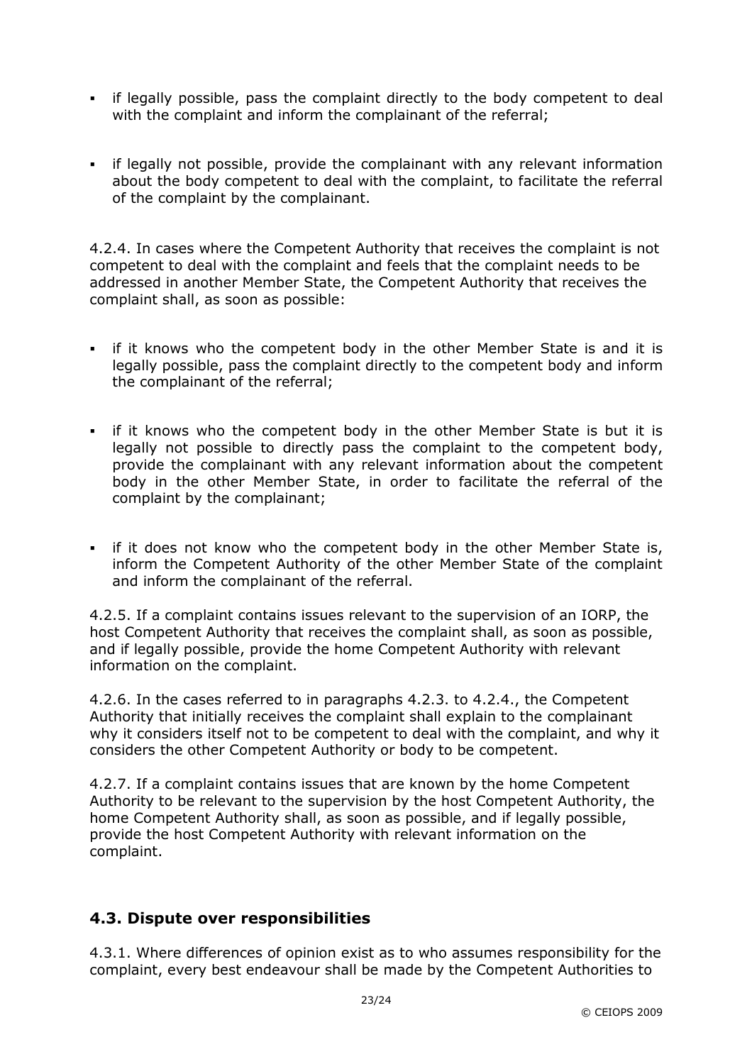- if legally possible, pass the complaint directly to the body competent to deal with the complaint and inform the complainant of the referral;

- if legally not possible, provide the complainant with any relevant information about the body competent to deal with the complaint, to facilitate the referral of the complaint by the complainant.

4.2.4. In cases where the Competent Authority that receives the complaint is not competent to deal with the complaint and feels that the complaint needs to be addressed in another Member State, the Competent Authority that receives the complaint shall, as soon as possible:

- if it knows who the competent body in the other Member State is and it is legally possible, pass the complaint directly to the competent body and inform the complainant of the referral;

- if it knows who the competent body in the other Member State is but it is legally not possible to directly pass the complaint to the competent body, provide the complainant with any relevant information about the competent body in the other Member State, in order to facilitate the referral of the complaint by the complainant;

- if it does not know who the competent body in the other Member State is, inform the Competent Authority of the other Member State of the complaint and inform the complainant of the referral.

4.2.5. If a complaint contains issues relevant to the supervision of an IORP, the host Competent Authority that receives the complaint shall, as soon as possible, and if legally possible, provide the home Competent Authority with relevant information on the complaint.

4.2.6. In the cases referred to in paragraphs 4.2.3. to 4.2.4., the Competent Authority that initially receives the complaint shall explain to the complainant why it considers itself not to be competent to deal with the complaint, and why it considers the other Competent Authority or body to be competent.

4.2.7. If a complaint contains issues that are known by the home Competent Authority to be relevant to the supervision by the host Competent Authority, the home Competent Authority shall, as soon as possible, and if legally possible, provide the host Competent Authority with relevant information on the complaint.

## 4.3. Dispute over responsibilities

4.3.1. Where differences of opinion exist as to who assumes responsibility for the complaint, every best endeavour shall be made by the Competent Authorities to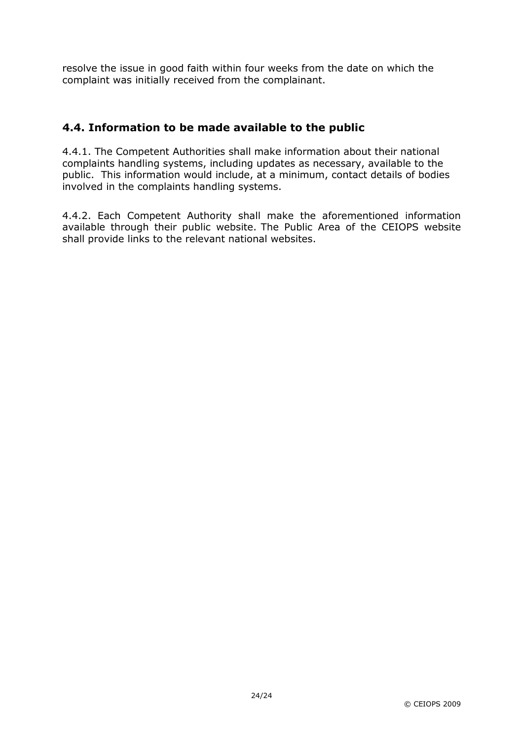resolve the issue in good faith within four weeks from the date on which the complaint was initially received from the complainant.

## 4.4. Information to be made available to the public

4.4.1. The Competent Authorities shall make information about their national complaints handling systems, including updates as necessary, available to the public. This information would include, at a minimum, contact details of bodies involved in the complaints handling systems.

4.4.2. Each Competent Authority shall make the aforementioned information available through their public website. The Public Area of the CEIOPS website shall provide links to the relevant national websites.